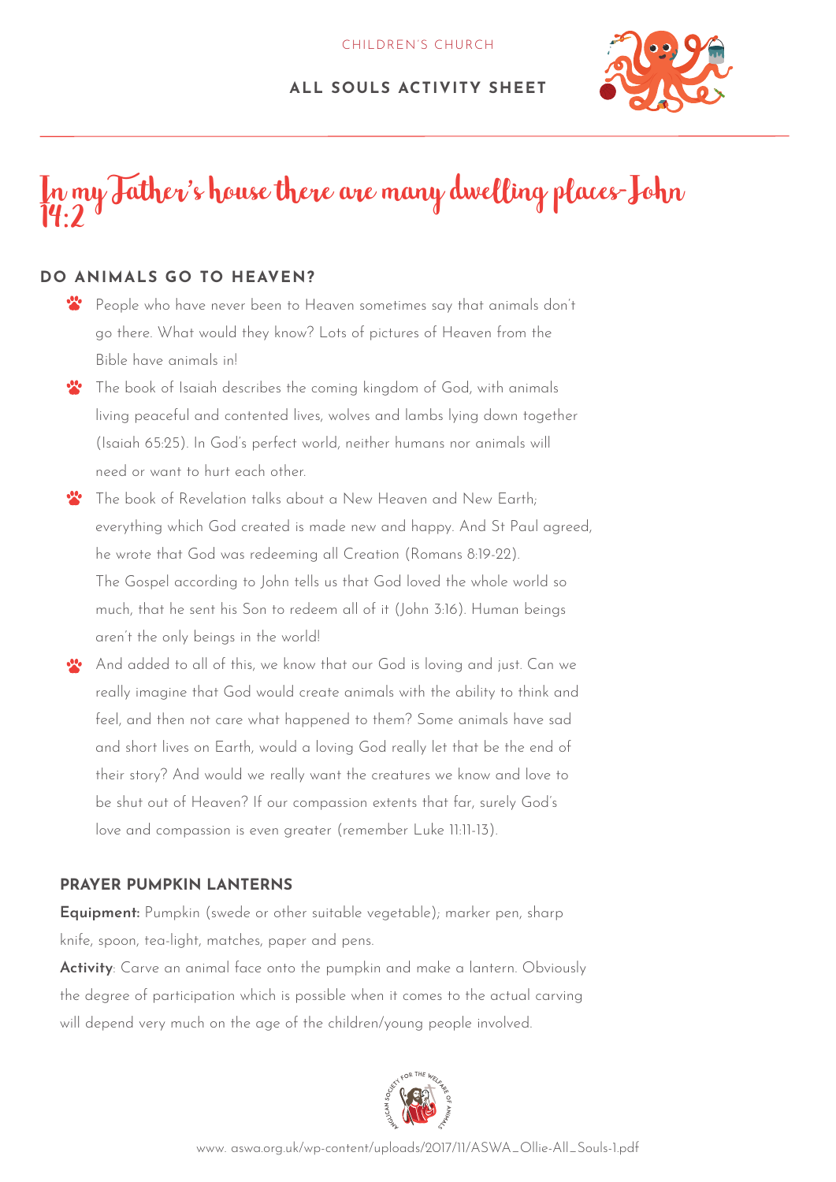CHILDREN'S CHURCH

**ALL SOULS ACTIVITY SHEET**

# In my Father's house there are many dwelling places-John 14:2

## DO ANIMALS GO TO HEAVEN?

- People who have never been to Heaven sometimes say that animals don't go there. What would they know? Lots of pictures of Heaven from the Bible have animals in!
- The book of Isaiah describes the coming kingdom of God, with animals living peaceful and contented lives, wolves and lambs lying down together (Isaiah 65:25). In God's perfect world, neither humans nor animals will need or want to hurt each other.
- The book of Revelation talks about a New Heaven and New Earth; everything which God created is made new and happy. And St Paul agreed, he wrote that God was redeeming all Creation (Romans 8:19-22). The Gospel according to John tells us that God loved the whole world so much, that he sent his Son to redeem all of it (John 3:16). Human beings aren't the only beings in the world!
- And added to all of this, we know that our God is loving and just. Can we really imagine that God would create animals with the ability to think and feel, and then not care what happened to them? Some animals have sad and short lives on Earth, would a loving God really let that be the end of their story? And would we really want the creatures we know and love to be shut out of Heaven? If our compassion extents that far, surely God's love and compassion is even greater (remember Luke 11:11-13).

### PRAYER PUMPKIN LANTERNS

**Equipment:** Pumpkin (swede or other suitable vegetable); marker pen, sharp knife, spoon, tea-light, matches, paper and pens.

**Activity**: Carve an animal face onto the pumpkin and make a lantern. Obviously the degree of participation which is possible when it comes to the actual carving will depend very much on the age of the children/young people involved.

www. aswa.org.uk/wp-content/uploads/2017/11/ASWA_Ollie-All_Souls-1.pdf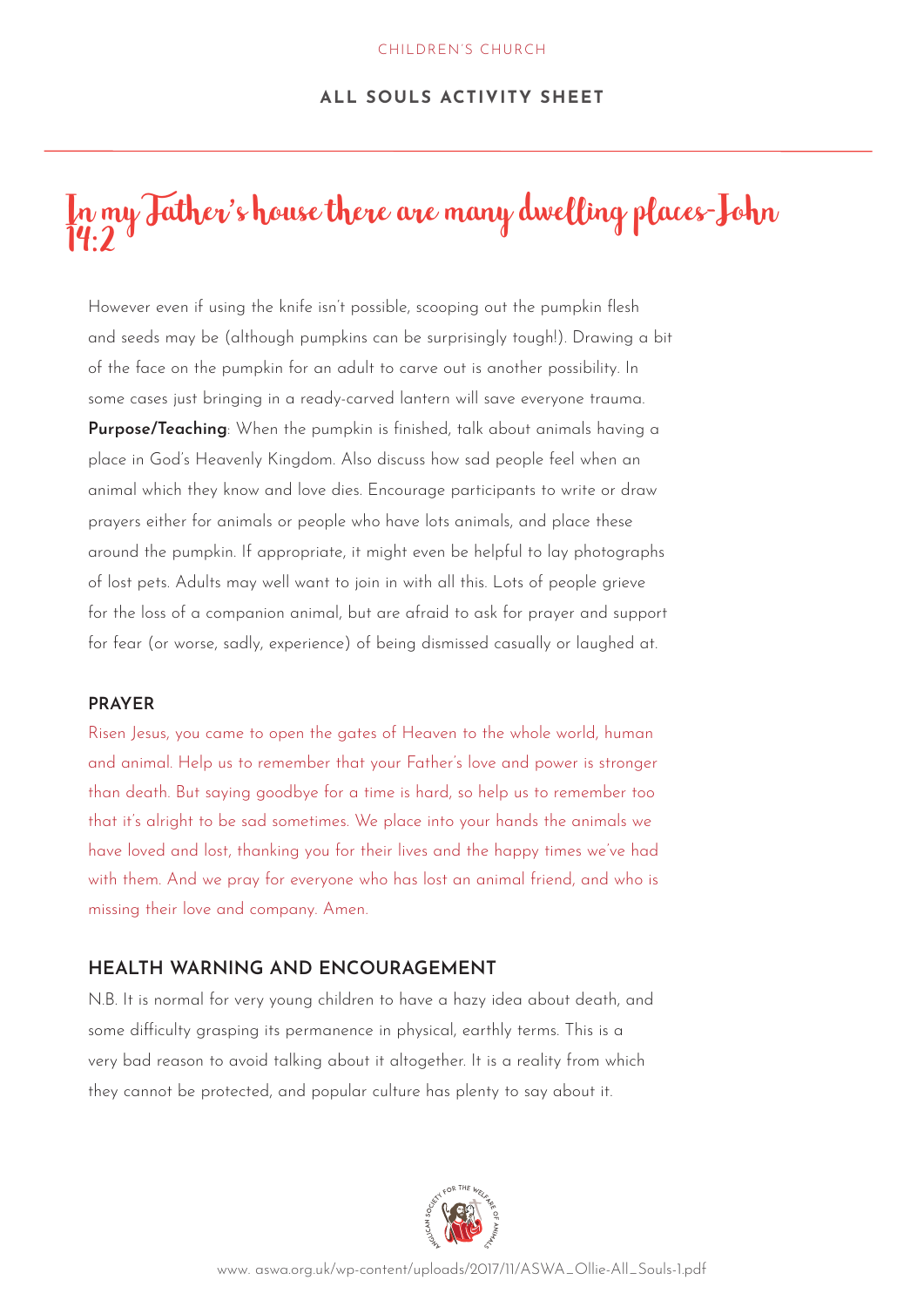# In my Father's house there are many dwelling places-John 14:2

However even if using the knife isn't possible, scooping out the pumpkin flesh and seeds may be (although pumpkins can be surprisingly tough!). Drawing a bit of the face on the pumpkin for an adult to carve out is another possibility. In some cases just bringing in a ready-carved lantern will save everyone trauma.

**Purpose/Teaching**: When the pumpkin is finished, talk about animals having a place in God's Heavenly Kingdom. Also discuss how sad people feel when an animal which they know and love dies. Encourage participants to write or draw prayers either for animals or people who have lots animals, and place these around the pumpkin. If appropriate, it might even be helpful to lay photographs of lost pets. Adults may well want to join in with all this. Lots of people grieve for the loss of a companion animal, but are afraid to ask for prayer and support for fear (or worse, sadly, experience) of being dismissed casually or laughed at.

## PRAYER

Risen Jesus, you came to open the gates of Heaven to the whole world, human and animal. Help us to remember that your Father's love and power is stronger than death. But saying goodbye for a time is hard, so help us to remember too that it's alright to be sad sometimes. We place into your hands the animals we have loved and lost, thanking you for their lives and the happy times we've had with them. And we pray for everyone who has lost an animal friend, and who is missing their love and company. Amen.

## HEALTH WARNING AND ENCOURAGEMENT

N.B. It is normal for very young children to have a hazy idea about death, and some difficulty grasping its permanence in physical, earthly terms. This is a very bad reason to avoid talking about it altogether. It is a reality from which they cannot be protected, and popular culture has plenty to say about it.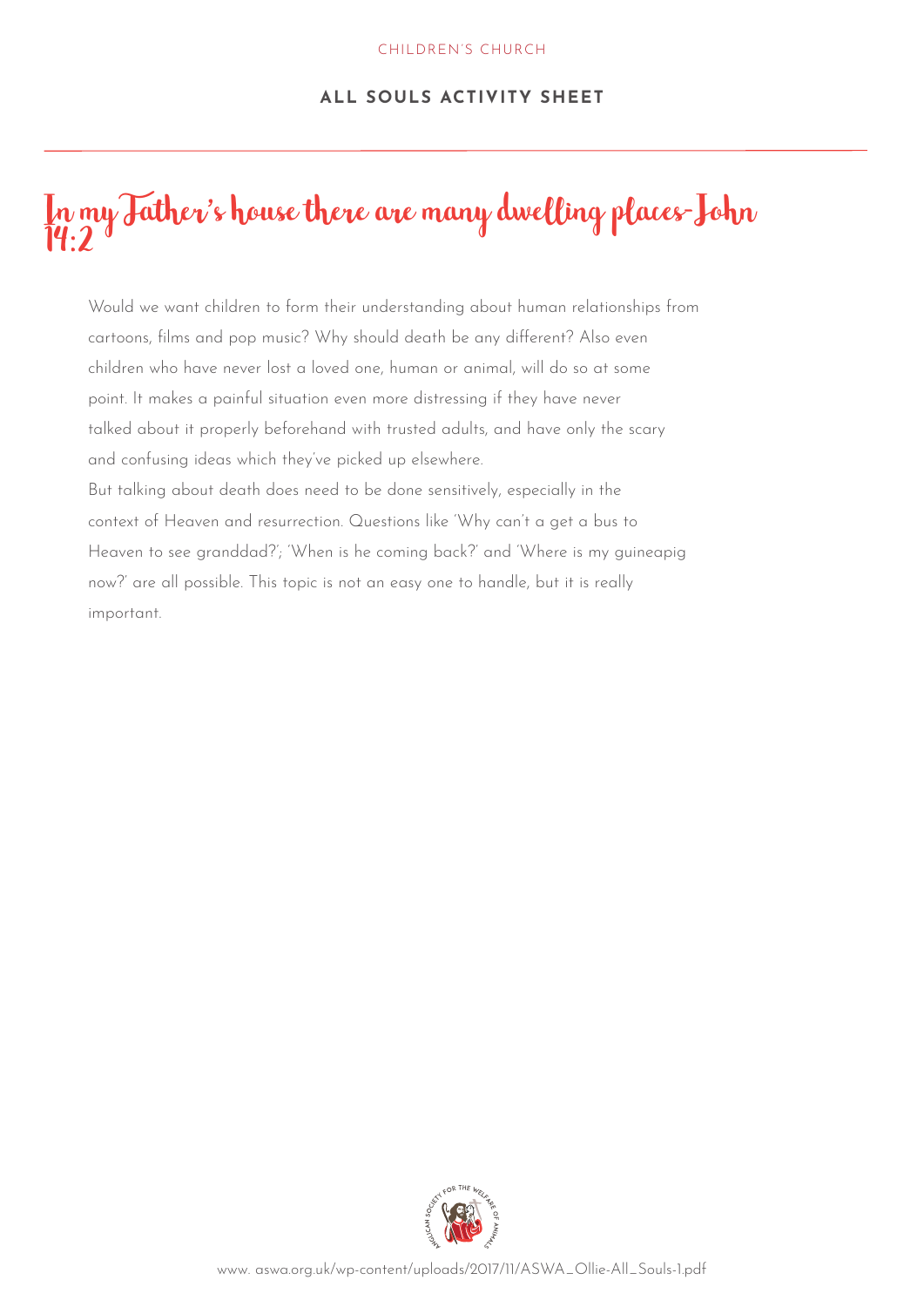CHILDREN'S CHURCH

**ALL SOULS ACTIVITY SHEET**

# In my Father's house there are many dwelling places-John 14:2

Would we want children to form their understanding about human relationships from cartoons, films and pop music? Why should death be any different? Also even children who have never lost a loved one, human or animal, will do so at some point. It makes a painful situation even more distressing if they have never talked about it properly beforehand with trusted adults, and have only the scary and confusing ideas which they've picked up elsewhere.

But talking about death does need to be done sensitively, especially in the context of Heaven and resurrection. Questions like 'Why can't a get a bus to Heaven to see granddad?'; 'When is he coming back?' and 'Where is my guineapig now?' are all possible. This topic is not an easy one to handle, but it is really important.

www. aswa.org.uk/wp-content/uploads/2017/11/ASWA_Ollie-All_Souls-1.pdf